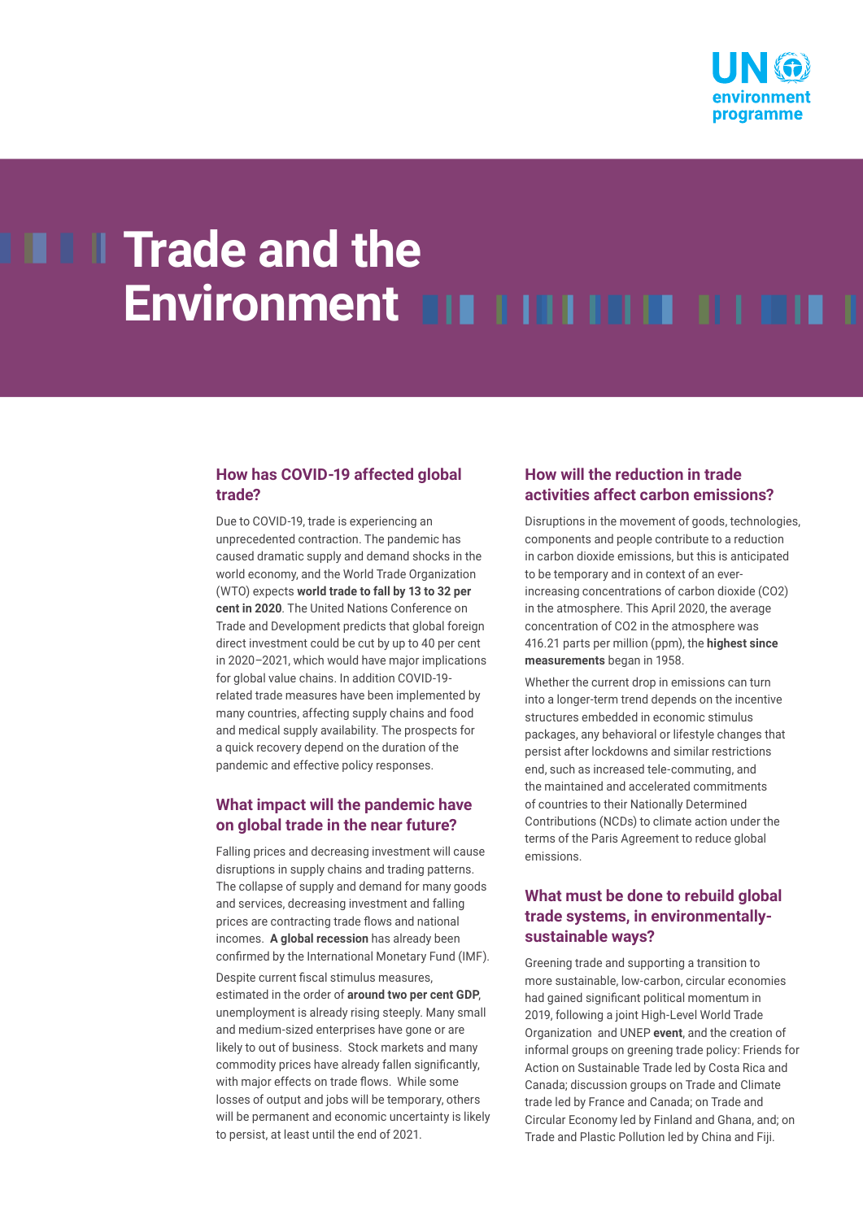UN environment programme

# Trade and the Environment

## How has COVID-19 affected global trade?

Due to COVID-19, trade is experiencing an unprecedented contraction. The pandemic has caused dramatic supply and demand shocks in the world economy, and the World Trade Organization (WTO) expects **world trade to fall by 13 to 32 per cent in 2020**. The United Nations Conference on Trade and Development predicts that global foreign direct investment could be cut by up to 40 per cent in 2020–2021, which would have major implications for global value chains. In addition COVID-19-related trade measures have been implemented by many countries, affecting supply chains and food and medical supply availability. The prospects for a quick recovery depend on the duration of the pandemic and effective policy responses.

## What impact will the pandemic have on global trade in the near future?

Falling prices and decreasing investment will cause disruptions in supply chains and trading patterns. The collapse of supply and demand for many goods and services, decreasing investment and falling prices are contracting trade flows and national incomes. **A global recession** has already been confirmed by the International Monetary Fund (IMF).

Despite current fiscal stimulus measures, estimated in the order of **around two per cent GDP**, unemployment is already rising steeply. Many small and medium-sized enterprises have gone or are likely to out of business. Stock markets and many commodity prices have already fallen significantly, with major effects on trade flows. While some losses of output and jobs will be temporary, others will be permanent and economic uncertainty is likely to persist, at least until the end of 2021.

## How will the reduction in trade activities affect carbon emissions?

Disruptions in the movement of goods, technologies, components and people contribute to a reduction in carbon dioxide emissions, but this is anticipated to be temporary and in context of an ever-increasing concentrations of carbon dioxide ($CO_2$) in the atmosphere. This April 2020, the average concentration of $CO_2$ in the atmosphere was 416.21 parts per million (ppm), the **highest since measurements** began in 1958.

Whether the current drop in emissions can turn into a longer-term trend depends on the incentive structures embedded in economic stimulus packages, any behavioral or lifestyle changes that persist after lockdowns and similar restrictions end, such as increased tele-commuting, and the maintained and accelerated commitments of countries to their Nationally Determined Contributions (NCDs) to climate action under the terms of the Paris Agreement to reduce global emissions.

## What must be done to rebuild global trade systems, in environmentally-sustainable ways?

Greening trade and supporting a transition to more sustainable, low-carbon, circular economies had gained significant political momentum in 2019, following a joint High-Level World Trade Organization and UNEP **event**, and the creation of informal groups on greening trade policy: Friends for Action on Sustainable Trade led by Costa Rica and Canada; discussion groups on Trade and Climate trade led by France and Canada; on Trade and Circular Economy led by Finland and Ghana, and; on Trade and Plastic Pollution led by China and Fiji.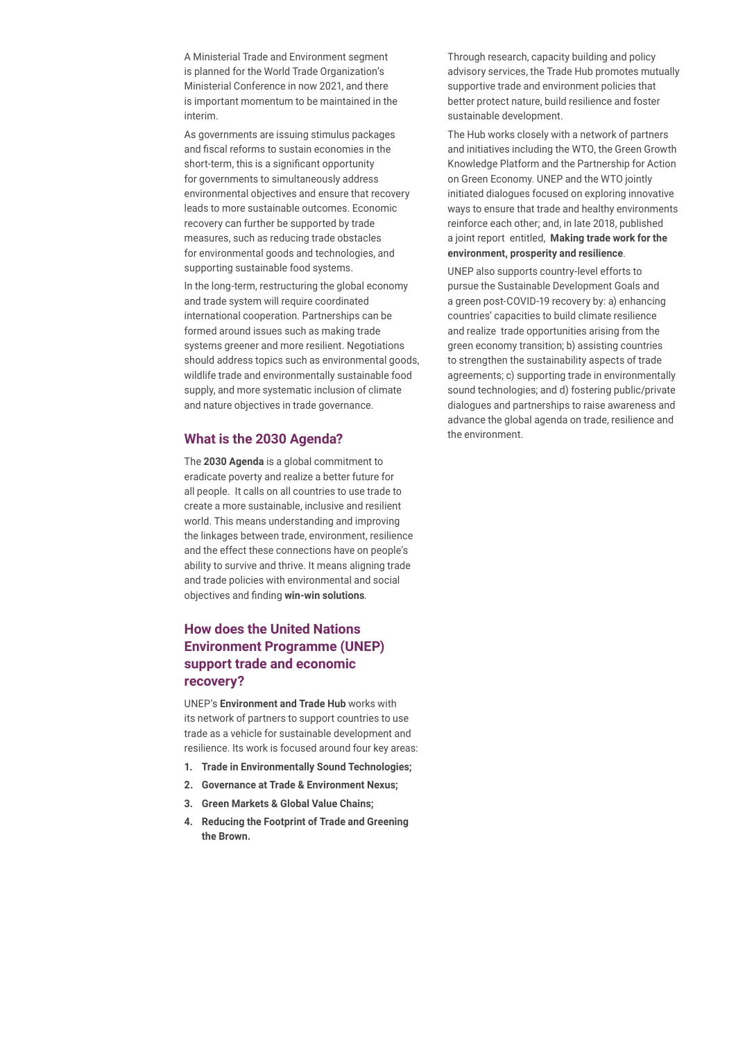A Ministerial Trade and Environment segment is planned for the World Trade Organization's Ministerial Conference in now 2021, and there is important momentum to be maintained in the interim.

As governments are issuing stimulus packages and fiscal reforms to sustain economies in the short-term, this is a significant opportunity for governments to simultaneously address environmental objectives and ensure that recovery leads to more sustainable outcomes. Economic recovery can further be supported by trade measures, such as reducing trade obstacles for environmental goods and technologies, and supporting sustainable food systems.

In the long-term, restructuring the global economy and trade system will require coordinated international cooperation. Partnerships can be formed around issues such as making trade systems greener and more resilient. Negotiations should address topics such as environmental goods, wildlife trade and environmentally sustainable food supply, and more systematic inclusion of climate and nature objectives in trade governance.

## What is the 2030 Agenda?

The **2030 Agenda** is a global commitment to eradicate poverty and realize a better future for all people. It calls on all countries to use trade to create a more sustainable, inclusive and resilient world. This means understanding and improving the linkages between trade, environment, resilience and the effect these connections have on people's ability to survive and thrive. It means aligning trade and trade policies with environmental and social objectives and finding **win-win solutions**.

## How does the United Nations Environment Programme (UNEP) support trade and economic recovery?

UNEP's **Environment and Trade Hub** works with its network of partners to support countries to use trade as a vehicle for sustainable development and resilience. Its work is focused around four key areas:

1. **Trade in Environmentally Sound Technologies;**
2. **Governance at Trade & Environment Nexus;**
3. **Green Markets & Global Value Chains;**
4. **Reducing the Footprint of Trade and Greening the Brown.**

Through research, capacity building and policy advisory services, the Trade Hub promotes mutually supportive trade and environment policies that better protect nature, build resilience and foster sustainable development.

The Hub works closely with a network of partners and initiatives including the WTO, the Green Growth Knowledge Platform and the Partnership for Action on Green Economy. UNEP and the WTO jointly initiated dialogues focused on exploring innovative ways to ensure that trade and healthy environments reinforce each other; and, in late 2018, published a joint report entitled, **Making trade work for the environment, prosperity and resilience**.

UNEP also supports country-level efforts to pursue the Sustainable Development Goals and a green post-COVID-19 recovery by: a) enhancing countries' capacities to build climate resilience and realize trade opportunities arising from the green economy transition; b) assisting countries to strengthen the sustainability aspects of trade agreements; c) supporting trade in environmentally sound technologies; and d) fostering public/private dialogues and partnerships to raise awareness and advance the global agenda on trade, resilience and the environment.